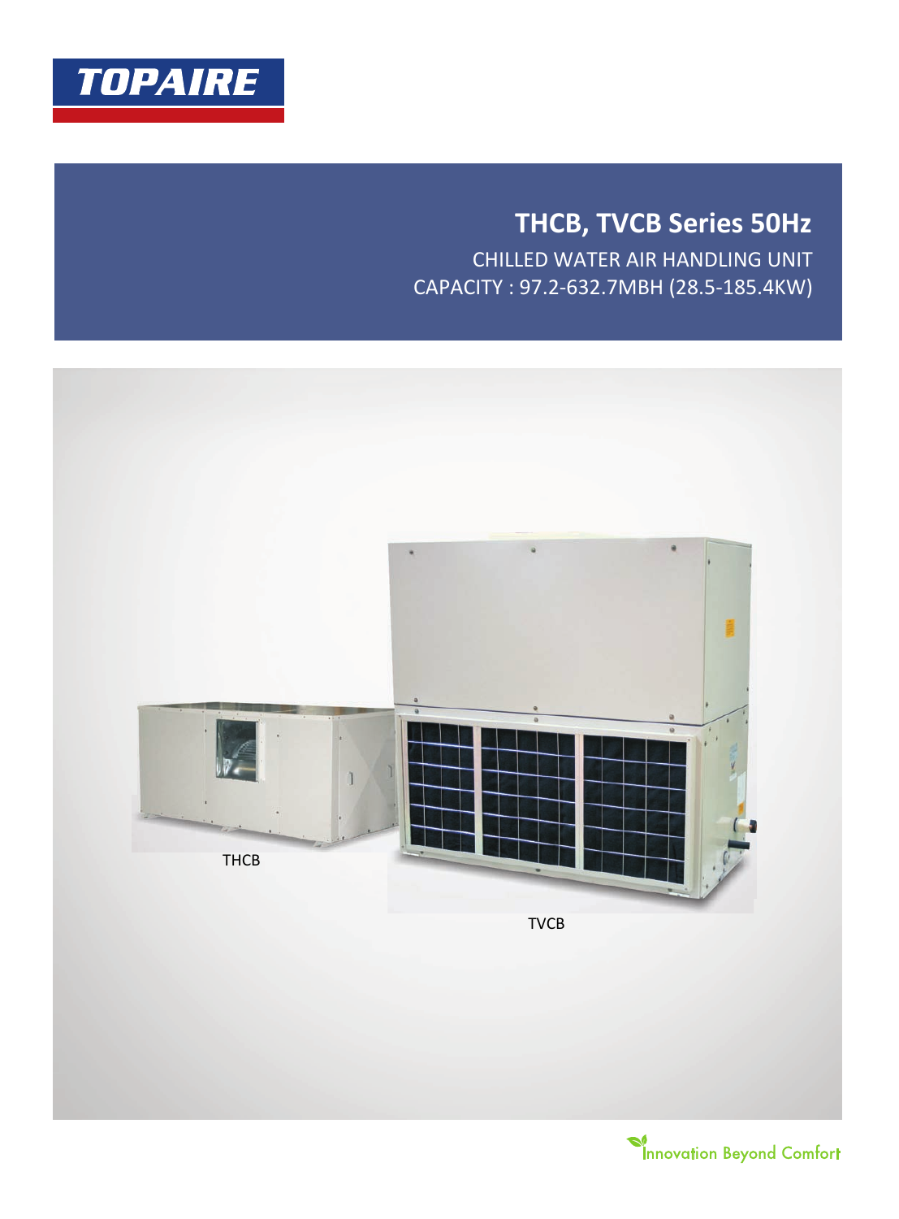TOPAIRE

# THCB, TVCB Series 50Hz

CHILLED WATER AIR HANDLING UNIT

CAPACITY : 97.2-632.7MBH (28.5-185.4KW)

THCB

TVCB

Innovation Beyond Comfort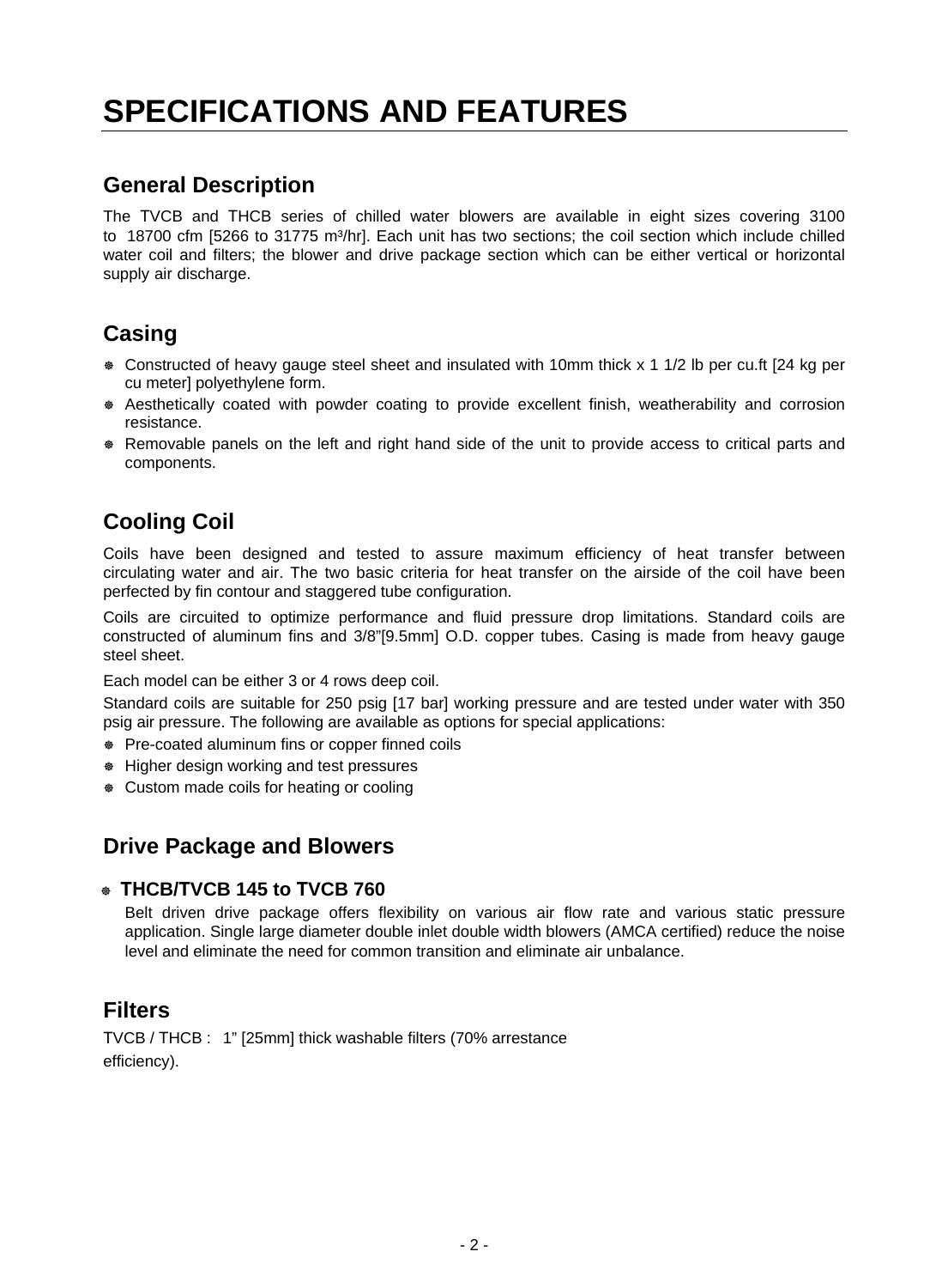# SPECIFICATIONS AND FEATURES

## General Description

The TVCB and THCB series of chilled water blowers are available in eight sizes covering 3100 to 18700 cfm [5266 to 31775 m³/hr]. Each unit has two sections; the coil section which include chilled water coil and filters; the blower and drive package section which can be either vertical or horizontal supply air discharge.

## Casing

- Constructed of heavy gauge steel sheet and insulated with 10mm thick x 1 1/2 lb per cu.ft [24 kg per cu meter] polyethylene form.
- Aesthetically coated with powder coating to provide excellent finish, weatherability and corrosion resistance.
- Removable panels on the left and right hand side of the unit to provide access to critical parts and components.

## Cooling Coil

Coils have been designed and tested to assure maximum efficiency of heat transfer between circulating water and air. The two basic criteria for heat transfer on the airside of the coil have been perfected by fin contour and staggered tube configuration.

Coils are circuited to optimize performance and fluid pressure drop limitations. Standard coils are constructed of aluminum fins and 3/8"[9.5mm] O.D. copper tubes. Casing is made from heavy gauge steel sheet.

Each model can be either 3 or 4 rows deep coil.

Standard coils are suitable for 250 psig [17 bar] working pressure and are tested under water with 350 psig air pressure. The following are available as options for special applications:

- Pre-coated aluminum fins or copper finned coils
- Higher design working and test pressures
- Custom made coils for heating or cooling

## Drive Package and Blowers

- **THCB/TVCB 145 to TVCB 760**

  Belt driven drive package offers flexibility on various air flow rate and various static pressure application. Single large diameter double inlet double width blowers (AMCA certified) reduce the noise level and eliminate the need for common transition and eliminate air unbalance.

## Filters

TVCB / THCB : 1" [25mm] thick washable filters (70% arrestance efficiency).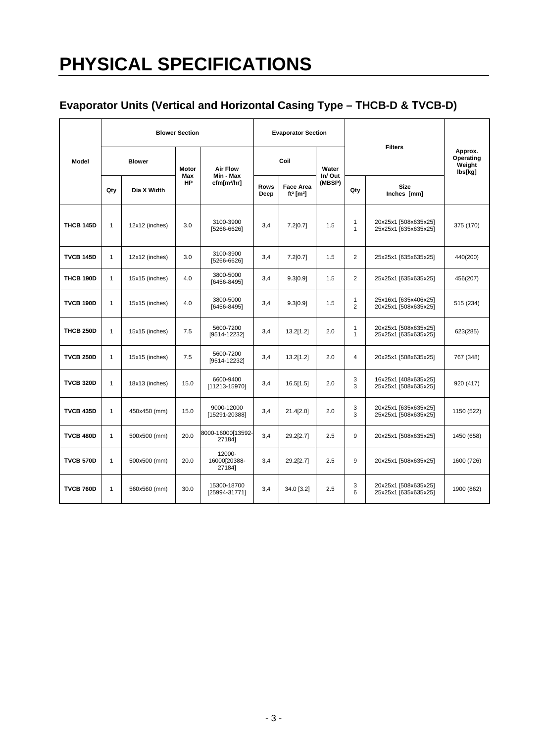# PHYSICAL SPECIFICATIONS

## Evaporator Units (Vertical and Horizontal Casing Type – THCB-D & TVCB-D)

| Model | Blower Section | | | | Evaporator Section | | | Filters | | Approx. Operating Weight lbs[kg] |
|---|---|---|---|---|---|---|---|---|---|---|
| | Blower | | Motor Max HP | Air Flow Min - Max cfm[m³/hr] | Coil | | Water In/ Out (MBSP) | | | |
| | Qty | Dia X Width | | | Rows Deep | Face Area ft² [m²] | | Qty | Size Inches [mm] | |
| **THCB 145D** | 1 | 12x12 (inches) | 3.0 | 3100-3900 [5266-6626] | 3,4 | 7.2[0.7] | 1.5 | 1<br>1 | 20x25x1 [508x635x25]<br>25x25x1 [635x635x25] | 375 (170) |
| **TVCB 145D** | 1 | 12x12 (inches) | 3.0 | 3100-3900 [5266-6626] | 3,4 | 7.2[0.7] | 1.5 | 2 | 25x25x1 [635x635x25] | 440(200) |
| **THCB 190D** | 1 | 15x15 (inches) | 4.0 | 3800-5000 [6456-8495] | 3,4 | 9.3[0.9] | 1.5 | 2 | 25x25x1 [635x635x25] | 456(207) |
| **TVCB 190D** | 1 | 15x15 (inches) | 4.0 | 3800-5000 [6456-8495] | 3,4 | 9.3[0.9] | 1.5 | 1<br>2 | 25x16x1 [635x406x25]<br>20x25x1 [508x635x25] | 515 (234) |
| **THCB 250D** | 1 | 15x15 (inches) | 7.5 | 5600-7200 [9514-12232] | 3,4 | 13.2[1.2] | 2.0 | 1<br>1 | 20x25x1 [508x635x25]<br>25x25x1 [635x635x25] | 623(285) |
| **TVCB 250D** | 1 | 15x15 (inches) | 7.5 | 5600-7200 [9514-12232] | 3,4 | 13.2[1.2] | 2.0 | 4 | 20x25x1 [508x635x25] | 767 (348) |
| **TVCB 320D** | 1 | 18x13 (inches) | 15.0 | 6600-9400 [11213-15970] | 3,4 | 16.5[1.5] | 2.0 | 3<br>3 | 16x25x1 [408x635x25]<br>25x25x1 [508x635x25] | 920 (417) |
| **TVCB 435D** | 1 | 450x450 (mm) | 15.0 | 9000-12000 [15291-20388] | 3,4 | 21.4[2.0] | 2.0 | 3<br>3 | 20x25x1 [635x635x25]<br>25x25x1 [508x635x25] | 1150 (522) |
| **TVCB 480D** | 1 | 500x500 (mm) | 20.0 | 8000-16000[13592-27184] | 3,4 | 29.2[2.7] | 2.5 | 9 | 20x25x1 [508x635x25] | 1450 (658) |
| **TVCB 570D** | 1 | 500x500 (mm) | 20.0 | 12000-16000[20388-27184] | 3,4 | 29.2[2.7] | 2.5 | 9 | 20x25x1 [508x635x25] | 1600 (726) |
| **TVCB 760D** | 1 | 560x560 (mm) | 30.0 | 15300-18700 [25994-31771] | 3,4 | 34.0 [3.2] | 2.5 | 3<br>6 | 20x25x1 [508x635x25]<br>25x25x1 [635x635x25] | 1900 (862) |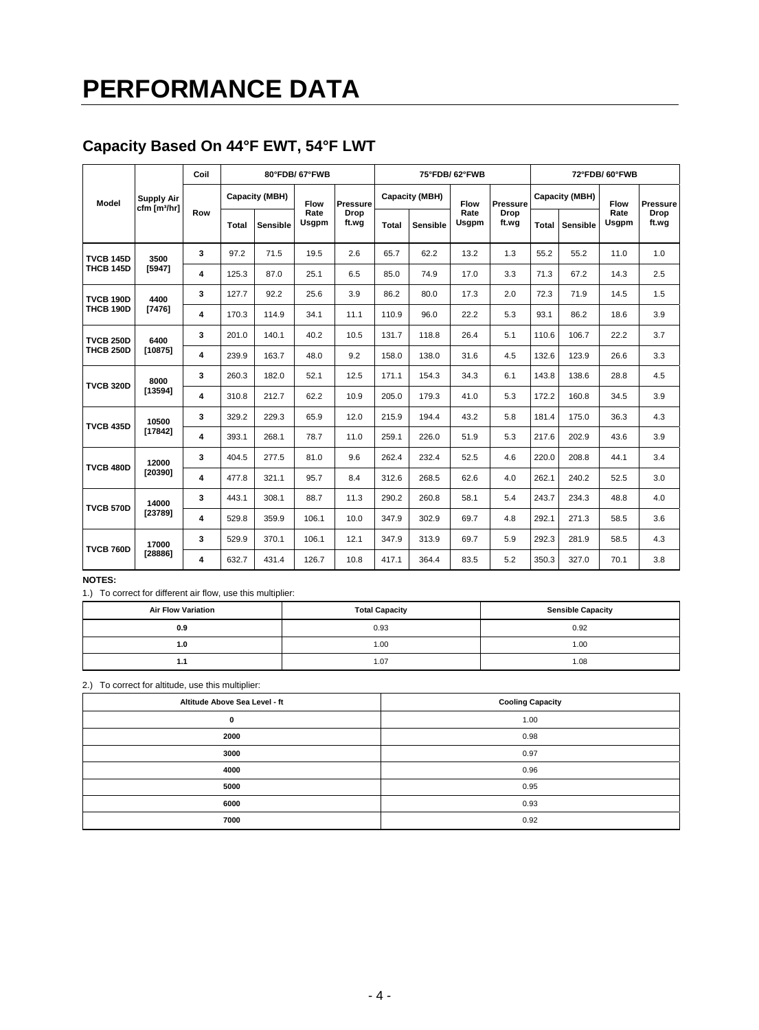# PERFORMANCE DATA

## Capacity Based On 44°F EWT, 54°F LWT

| Model | Supply Air cfm [m³/hr] | Coil | 80°FDB/ 67°FWB | | | | 75°FDB/ 62°FWB | | | | 72°FDB/ 60°FWB | | | |
|---|---|---|---|---|---|---|---|---|---|---|---|---|---|---|
| | | Row | Capacity (MBH) | | Flow Rate Usgpm | Pressure Drop ft.wg | Capacity (MBH) | | Flow Rate Usgpm | Pressure Drop ft.wg | Capacity (MBH) | | Flow Rate Usgpm | Pressure Drop ft.wg |
| | | | Total | Sensible | | | Total | Sensible | | | Total | Sensible | | |
| TVCB 145D THCB 145D | 3500 [5947] | 3 | 97.2 | 71.5 | 19.5 | 2.6 | 65.7 | 62.2 | 13.2 | 1.3 | 55.2 | 55.2 | 11.0 | 1.0 |
| | | 4 | 125.3 | 87.0 | 25.1 | 6.5 | 85.0 | 74.9 | 17.0 | 3.3 | 71.3 | 67.2 | 14.3 | 2.5 |
| TVCB 190D THCB 190D | 4400 [7476] | 3 | 127.7 | 92.2 | 25.6 | 3.9 | 86.2 | 80.0 | 17.3 | 2.0 | 72.3 | 71.9 | 14.5 | 1.5 |
| | | 4 | 170.3 | 114.9 | 34.1 | 11.1 | 110.9 | 96.0 | 22.2 | 5.3 | 93.1 | 86.2 | 18.6 | 3.9 |
| TVCB 250D THCB 250D | 6400 [10875] | 3 | 201.0 | 140.1 | 40.2 | 10.5 | 131.7 | 118.8 | 26.4 | 5.1 | 110.6 | 106.7 | 22.2 | 3.7 |
| | | 4 | 239.9 | 163.7 | 48.0 | 9.2 | 158.0 | 138.0 | 31.6 | 4.5 | 132.6 | 123.9 | 26.6 | 3.3 |
| TVCB 320D | 8000 [13594] | 3 | 260.3 | 182.0 | 52.1 | 12.5 | 171.1 | 154.3 | 34.3 | 6.1 | 143.8 | 138.6 | 28.8 | 4.5 |
| | | 4 | 310.8 | 212.7 | 62.2 | 10.9 | 205.0 | 179.3 | 41.0 | 5.3 | 172.2 | 160.8 | 34.5 | 3.9 |
| TVCB 435D | 10500 [17842] | 3 | 329.2 | 229.3 | 65.9 | 12.0 | 215.9 | 194.4 | 43.2 | 5.8 | 181.4 | 175.0 | 36.3 | 4.3 |
| | | 4 | 393.1 | 268.1 | 78.7 | 11.0 | 259.1 | 226.0 | 51.9 | 5.3 | 217.6 | 202.9 | 43.6 | 3.9 |
| TVCB 480D | 12000 [20390] | 3 | 404.5 | 277.5 | 81.0 | 9.6 | 262.4 | 232.4 | 52.5 | 4.6 | 220.0 | 208.8 | 44.1 | 3.4 |
| | | 4 | 477.8 | 321.1 | 95.7 | 8.4 | 312.6 | 268.5 | 62.6 | 4.0 | 262.1 | 240.2 | 52.5 | 3.0 |
| TVCB 570D | 14000 [23789] | 3 | 443.1 | 308.1 | 88.7 | 11.3 | 290.2 | 260.8 | 58.1 | 5.4 | 243.7 | 234.3 | 48.8 | 4.0 |
| | | 4 | 529.8 | 359.9 | 106.1 | 10.0 | 347.9 | 302.9 | 69.7 | 4.8 | 292.1 | 271.3 | 58.5 | 3.6 |
| TVCB 760D | 17000 [28886] | 3 | 529.9 | 370.1 | 106.1 | 12.1 | 347.9 | 313.9 | 69.7 | 5.9 | 292.3 | 281.9 | 58.5 | 4.3 |
| | | 4 | 632.7 | 431.4 | 126.7 | 10.8 | 417.1 | 364.4 | 83.5 | 5.2 | 350.3 | 327.0 | 70.1 | 3.8 |

**NOTES:**

1.) To correct for different air flow, use this multiplier:

| Air Flow Variation | Total Capacity | Sensible Capacity |
|---|---|---|
| 0.9 | 0.93 | 0.92 |
| 1.0 | 1.00 | 1.00 |
| 1.1 | 1.07 | 1.08 |

2.) To correct for altitude, use this multiplier:

| Altitude Above Sea Level - ft | Cooling Capacity |
|---|---|
| 0 | 1.00 |
| 2000 | 0.98 |
| 3000 | 0.97 |
| 4000 | 0.96 |
| 5000 | 0.95 |
| 6000 | 0.93 |
| 7000 | 0.92 |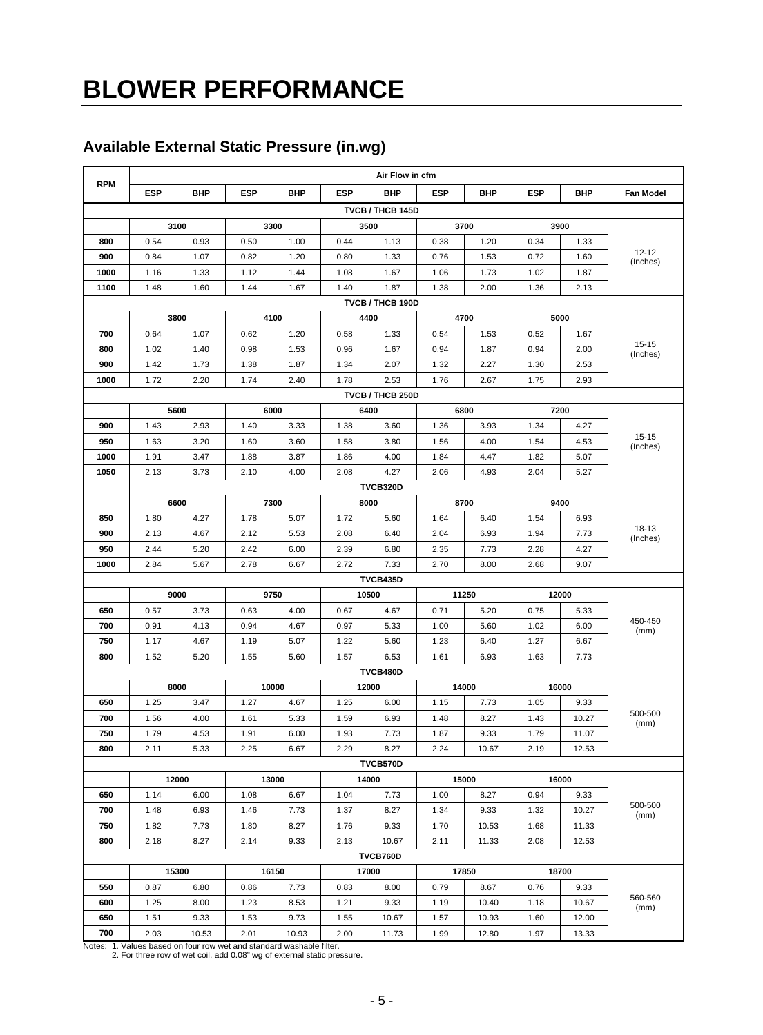# BLOWER PERFORMANCE

## Available External Static Pressure (in.wg)

| RPM | Air Flow in cfm | | | | | | | | | | |
|---|---|---|---|---|---|---|---|---|---|---|---|
| | ESP | BHP | ESP | BHP | ESP | BHP | ESP | BHP | ESP | BHP | Fan Model |
| **TVCB / THCB 145D** | | | | | | | | | | | |
| | 3100 | | 3300 | | 3500 | | 3700 | | 3900 | | |
| 800 | 0.54 | 0.93 | 0.50 | 1.00 | 0.44 | 1.13 | 0.38 | 1.20 | 0.34 | 1.33 | 12-12 (Inches) |
| 900 | 0.84 | 1.07 | 0.82 | 1.20 | 0.80 | 1.33 | 0.76 | 1.53 | 0.72 | 1.60 | |
| 1000 | 1.16 | 1.33 | 1.12 | 1.44 | 1.08 | 1.67 | 1.06 | 1.73 | 1.02 | 1.87 | |
| 1100 | 1.48 | 1.60 | 1.44 | 1.67 | 1.40 | 1.87 | 1.38 | 2.00 | 1.36 | 2.13 | |
| **TVCB / THCB 190D** | | | | | | | | | | | |
| | 3800 | | 4100 | | 4400 | | 4700 | | 5000 | | |
| 700 | 0.64 | 1.07 | 0.62 | 1.20 | 0.58 | 1.33 | 0.54 | 1.53 | 0.52 | 1.67 | 15-15 (Inches) |
| 800 | 1.02 | 1.40 | 0.98 | 1.53 | 0.96 | 1.67 | 0.94 | 1.87 | 0.94 | 2.00 | |
| 900 | 1.42 | 1.73 | 1.38 | 1.87 | 1.34 | 2.07 | 1.32 | 2.27 | 1.30 | 2.53 | |
| 1000 | 1.72 | 2.20 | 1.74 | 2.40 | 1.78 | 2.53 | 1.76 | 2.67 | 1.75 | 2.93 | |
| **TVCB / THCB 250D** | | | | | | | | | | | |
| | 5600 | | 6000 | | 6400 | | 6800 | | 7200 | | |
| 900 | 1.43 | 2.93 | 1.40 | 3.33 | 1.38 | 3.60 | 1.36 | 3.93 | 1.34 | 4.27 | 15-15 (Inches) |
| 950 | 1.63 | 3.20 | 1.60 | 3.60 | 1.58 | 3.80 | 1.56 | 4.00 | 1.54 | 4.53 | |
| 1000 | 1.91 | 3.47 | 1.88 | 3.87 | 1.86 | 4.00 | 1.84 | 4.47 | 1.82 | 5.07 | |
| 1050 | 2.13 | 3.73 | 2.10 | 4.00 | 2.08 | 4.27 | 2.06 | 4.93 | 2.04 | 5.27 | |
| **TVCB320D** | | | | | | | | | | | |
| | 6600 | | 7300 | | 8000 | | 8700 | | 9400 | | |
| 850 | 1.80 | 4.27 | 1.78 | 5.07 | 1.72 | 5.60 | 1.64 | 6.40 | 1.54 | 6.93 | 18-13 (Inches) |
| 900 | 2.13 | 4.67 | 2.12 | 5.53 | 2.08 | 6.40 | 2.04 | 6.93 | 1.94 | 7.73 | |
| 950 | 2.44 | 5.20 | 2.42 | 6.00 | 2.39 | 6.80 | 2.35 | 7.73 | 2.28 | 4.27 | |
| 1000 | 2.84 | 5.67 | 2.78 | 6.67 | 2.72 | 7.33 | 2.70 | 8.00 | 2.68 | 9.07 | |
| **TVCB435D** | | | | | | | | | | | |
| | 9000 | | 9750 | | 10500 | | 11250 | | 12000 | | |
| 650 | 0.57 | 3.73 | 0.63 | 4.00 | 0.67 | 4.67 | 0.71 | 5.20 | 0.75 | 5.33 | 450-450 (mm) |
| 700 | 0.91 | 4.13 | 0.94 | 4.67 | 0.97 | 5.33 | 1.00 | 5.60 | 1.02 | 6.00 | |
| 750 | 1.17 | 4.67 | 1.19 | 5.07 | 1.22 | 5.60 | 1.23 | 6.40 | 1.27 | 6.67 | |
| 800 | 1.52 | 5.20 | 1.55 | 5.60 | 1.57 | 6.53 | 1.61 | 6.93 | 1.63 | 7.73 | |
| **TVCB480D** | | | | | | | | | | | |
| | 8000 | | 10000 | | 12000 | | 14000 | | 16000 | | |
| 650 | 1.25 | 3.47 | 1.27 | 4.67 | 1.25 | 6.00 | 1.15 | 7.73 | 1.05 | 9.33 | 500-500 (mm) |
| 700 | 1.56 | 4.00 | 1.61 | 5.33 | 1.59 | 6.93 | 1.48 | 8.27 | 1.43 | 10.27 | |
| 750 | 1.79 | 4.53 | 1.91 | 6.00 | 1.93 | 7.73 | 1.87 | 9.33 | 1.79 | 11.07 | |
| 800 | 2.11 | 5.33 | 2.25 | 6.67 | 2.29 | 8.27 | 2.24 | 10.67 | 2.19 | 12.53 | |
| **TVCB570D** | | | | | | | | | | | |
| | 12000 | | 13000 | | 14000 | | 15000 | | 16000 | | |
| 650 | 1.14 | 6.00 | 1.08 | 6.67 | 1.04 | 7.73 | 1.00 | 8.27 | 0.94 | 9.33 | 500-500 (mm) |
| 700 | 1.48 | 6.93 | 1.46 | 7.73 | 1.37 | 8.27 | 1.34 | 9.33 | 1.32 | 10.27 | |
| 750 | 1.82 | 7.73 | 1.80 | 8.27 | 1.76 | 9.33 | 1.70 | 10.53 | 1.68 | 11.33 | |
| 800 | 2.18 | 8.27 | 2.14 | 9.33 | 2.13 | 10.67 | 2.11 | 11.33 | 2.08 | 12.53 | |
| **TVCB760D** | | | | | | | | | | | |
| | 15300 | | 16150 | | 17000 | | 17850 | | 18700 | | |
| 550 | 0.87 | 6.80 | 0.86 | 7.73 | 0.83 | 8.00 | 0.79 | 8.67 | 0.76 | 9.33 | 560-560 (mm) |
| 600 | 1.25 | 8.00 | 1.23 | 8.53 | 1.21 | 9.33 | 1.19 | 10.40 | 1.18 | 10.67 | |
| 650 | 1.51 | 9.33 | 1.53 | 9.73 | 1.55 | 10.67 | 1.57 | 10.93 | 1.60 | 12.00 | |
| 700 | 2.03 | 10.53 | 2.01 | 10.93 | 2.00 | 11.73 | 1.99 | 12.80 | 1.97 | 13.33 | |

Notes: 1. Values based on four row wet and standard washable filter.
2. For three row of wet coil, add 0.08" wg of external static pressure.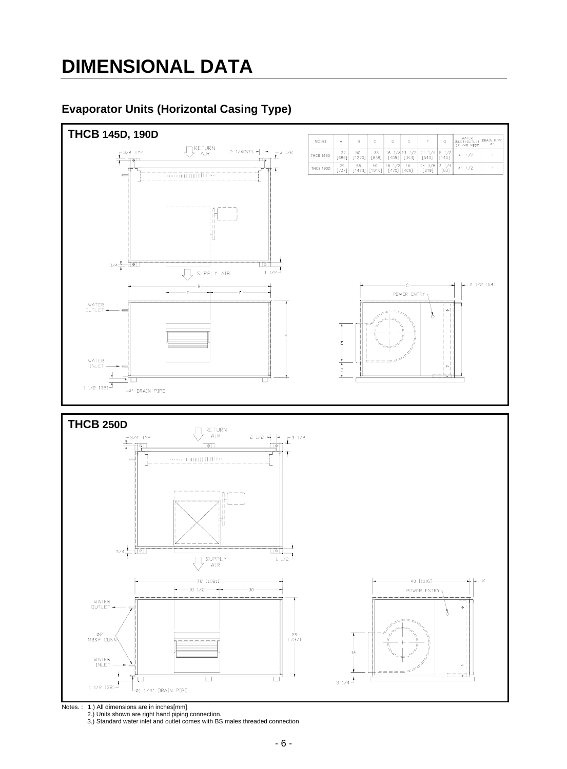# DIMENSIONAL DATA

## Evaporator Units (Horizontal Casing Type)

### THCB 145D, 190D

| MODEL | A | B | C | D | E | F | G | WATER INLET/OUTLET Ø" /4R MBSP | DRAIN PIPE Ø" |
|---|---|---|---|---|---|---|---|---|---|
| THCB 145D | 27 [686] | 50 [1270] | 33 [838] | 16 1/8 [409] | 13 1/2 [343] | 21 1/4 [540] | 5 1/2 [140] | Ø1 1/2 | 1 |
| THCB 190D | 29 [737] | 58 [1473] | 40 [1016] | 18 1/2 [470] | 16 [406] | 24 3/8 [619] | 3 1/4 [83] | Ø1 1/2 | 1 |

RETURN AIR, SUPPLY AIR, 3/4 TYP, 2 1/4[57], 3 1/2, 3/4, 1 1/2, WATER OUTLET, WATER INLET, 1 1/2 [38], Ø" DRAIN PIPE, POWER ENTRY, 2 1/2 [64]

### THCB 250D

RETURN AIR, SUPPLY AIR, 3/4 TYP, 2 1/2, 3 1/2, 3/4, 1 1/2, 78 [1981], 18 1/2, 30, 29 [737], WATER OUTLET, Ø2 MBSP CONN, WATER INLET, 1 1/2 [38], Ø1 1/4" DRAIN PIPE, 40 [1016], 2, POWER ENTRY, 16, 3 1/4

Notes. : 1.) All dimensions are in inches[mm].
2.) Units shown are right hand piping connection.
3.) Standard water inlet and outlet comes with BS males threaded connection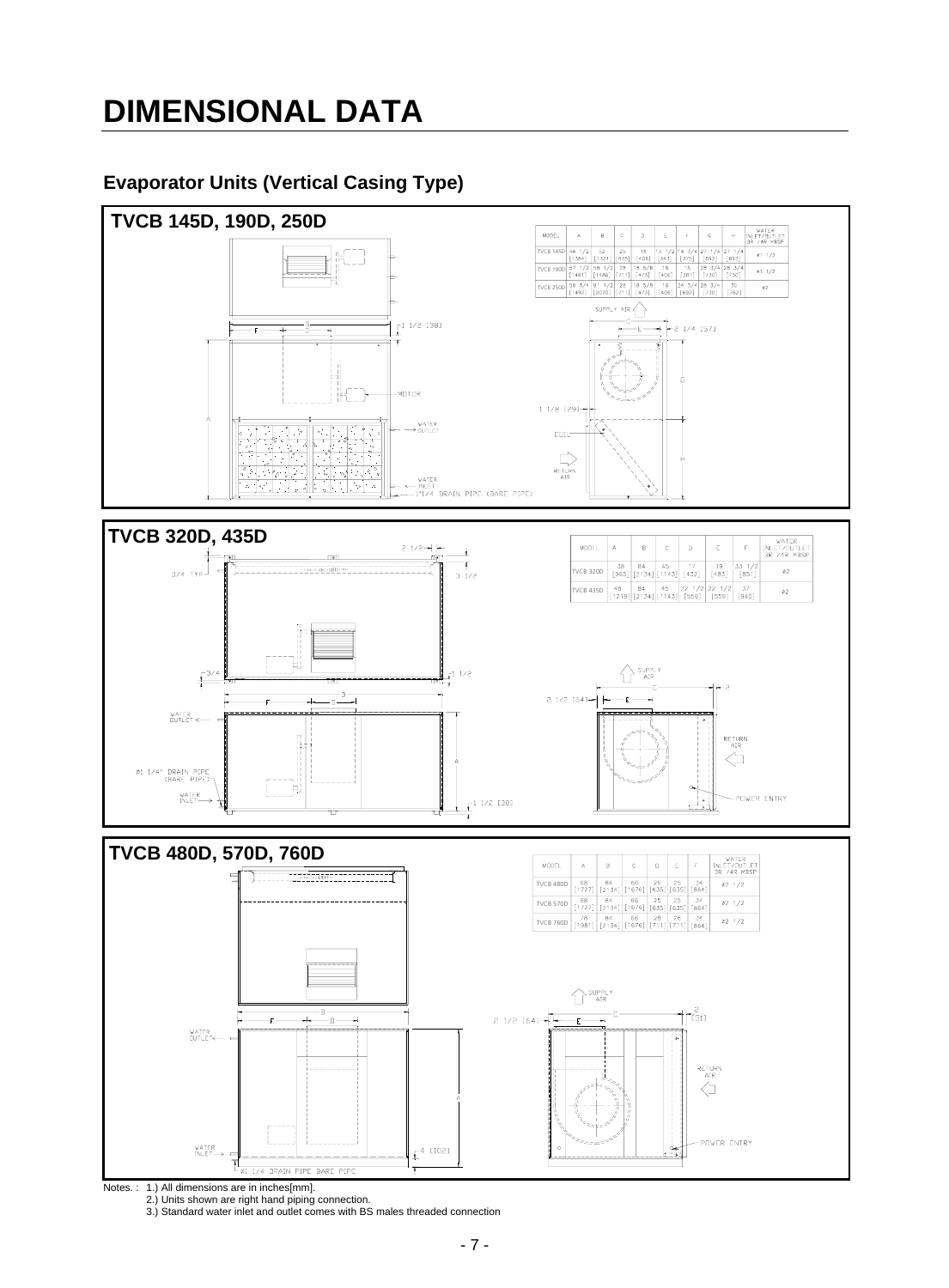# DIMENSIONAL DATA

## Evaporator Units (Vertical Casing Type)

### TVCB 145D, 190D, 250D

| MODEL | A | B | C | D | E | F | G | H | WATER INLET/OUTLET 3R /4R MBSP |
|---|---|---|---|---|---|---|---|---|---|
| TVCB 145D | 54 1/2 [1384] | 52 [1321] | 25 [635] | 16 [406] | 13 1/2 [343] | 14 3/4 [375] | 27 1/4 [692] | 27 1/4 [692] | ø1 1/2 |
| TVCB 190D | 57 1/2 [1461] | 58 1/2 [1486] | 28 [711] | 18 5/8 [473] | 16 [406] | 15 [381] | 28 3/4 [730] | 28 3/4 [730] | ø1 1/2 |
| TVCB 250D | 58 3/4 [1492] | 81 1/2 [2070] | 28 [711] | 18 5/8 [473] | 16 [406] | 24 3/4 [692] | 28 3/4 [730] | 30 [762] | ø2 |

SUPPLY AIR, MOTOR, WATER OUTLET, WATER INLET, 1"1/4 DRAIN PIPE (BARE PIPE), COIL, RETURN AIR, 1 1/2 [38], 2 1/4 [57], 1 1/8 [29]

### TVCB 320D, 435D

| MODEL | A | B | C | D | E | F | WATER INLET/OUTLET 3R /4R MBSP |
|---|---|---|---|---|---|---|---|
| TVCB 320D | 38 [965] | 84 [2134] | 45 [1143] | 17 [432] | 19 [483] | 33 1/2 [851] | ø2 |
| TVCB 435D | 48 [1219] | 84 [2134] | 45 [1143] | 22 1/2 [559] | 22 1/2 [559] | 37 [940] | ø2 |

SUPPLY AIR, RETURN AIR, POWER ENTRY, WATER OUTLET, ø1 1/4" DRAIN PIPE (BARE PIPE), WATER INLET, 1 1/2 [38], 2 1/2 [64], 3/4 TYP, 3 1/2

### TVCB 480D, 570D, 760D

| MODEL | A | B | C | D | E | F | WATER INLET/OUTLET 3R /4R MBSP |
|---|---|---|---|---|---|---|---|
| TVCB 480D | 68 [1727] | 84 [2134] | 66 [1676] | 25 [635] | 25 [635] | 34 [864] | ø2 1/2 |
| TVCB 570D | 68 [1727] | 84 [2134] | 66 [1676] | 25 [635] | 25 [635] | 34 [864] | ø2 1/2 |
| TVCB 760D | 78 [1981] | 84 [2134] | 66 [1676] | 28 [711] | 28 [711] | 34 [864] | ø2 1/2 |

SUPPLY AIR, RETURN AIR, POWER ENTRY, WATER OUTLET, WATER INLET, ø1 1/4 DRAIN PIPE BARE PIPE, 4 [102], 2 1/2 [64], 2 [51]

Notes. : 1.) All dimensions are in inches[mm].
2.) Units shown are right hand piping connection.
3.) Standard water inlet and outlet comes with BS males threaded connection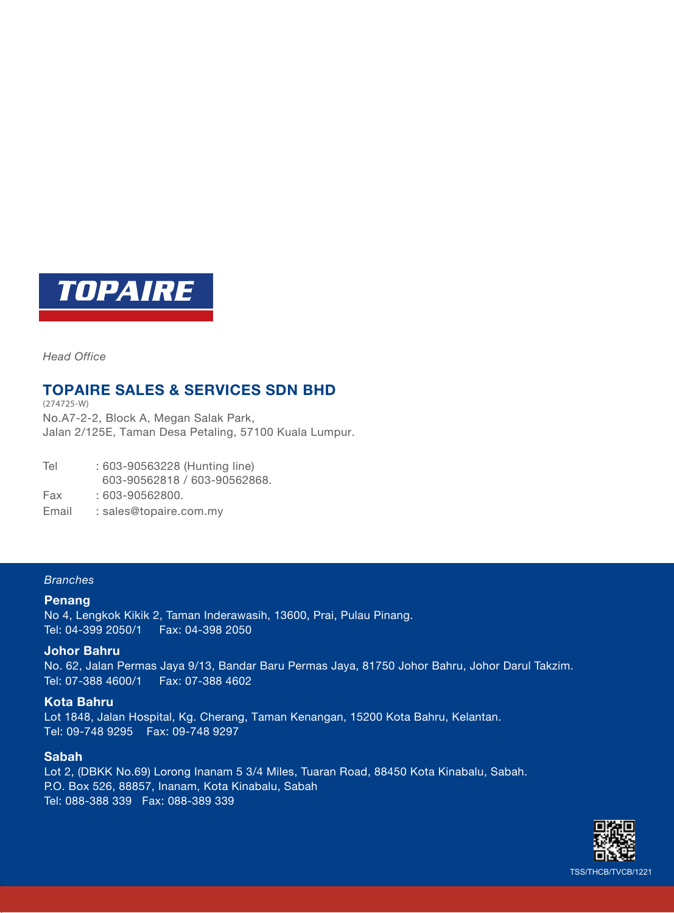TOPAIRE

*Head Office*

## TOPAIRE SALES & SERVICES SDN BHD

(274725-W)
No.A7-2-2, Block A, Megan Salak Park,
Jalan 2/125E, Taman Desa Petaling, 57100 Kuala Lumpur.

Tel : 603-90563228 (Hunting line)
603-90562818 / 603-90562868.
Fax : 603-90562800.
Email : sales@topaire.com.my

*Branches*

**Penang**
No 4, Lengkok Kikik 2, Taman Inderawasih, 13600, Prai, Pulau Pinang.
Tel: 04-399 2050/1 Fax: 04-398 2050

**Johor Bahru**
No. 62, Jalan Permas Jaya 9/13, Bandar Baru Permas Jaya, 81750 Johor Bahru, Johor Darul Takzim.
Tel: 07-388 4600/1 Fax: 07-388 4602

**Kota Bahru**
Lot 1848, Jalan Hospital, Kg. Cherang, Taman Kenangan, 15200 Kota Bahru, Kelantan.
Tel: 09-748 9295 Fax: 09-748 9297

**Sabah**
Lot 2, (DBKK No.69) Lorong Inanam 5 3/4 Miles, Tuaran Road, 88450 Kota Kinabalu, Sabah.
P.O. Box 526, 88857, Inanam, Kota Kinabalu, Sabah
Tel: 088-388 339 Fax: 088-389 339

TSS/THCB/TVCB/1221